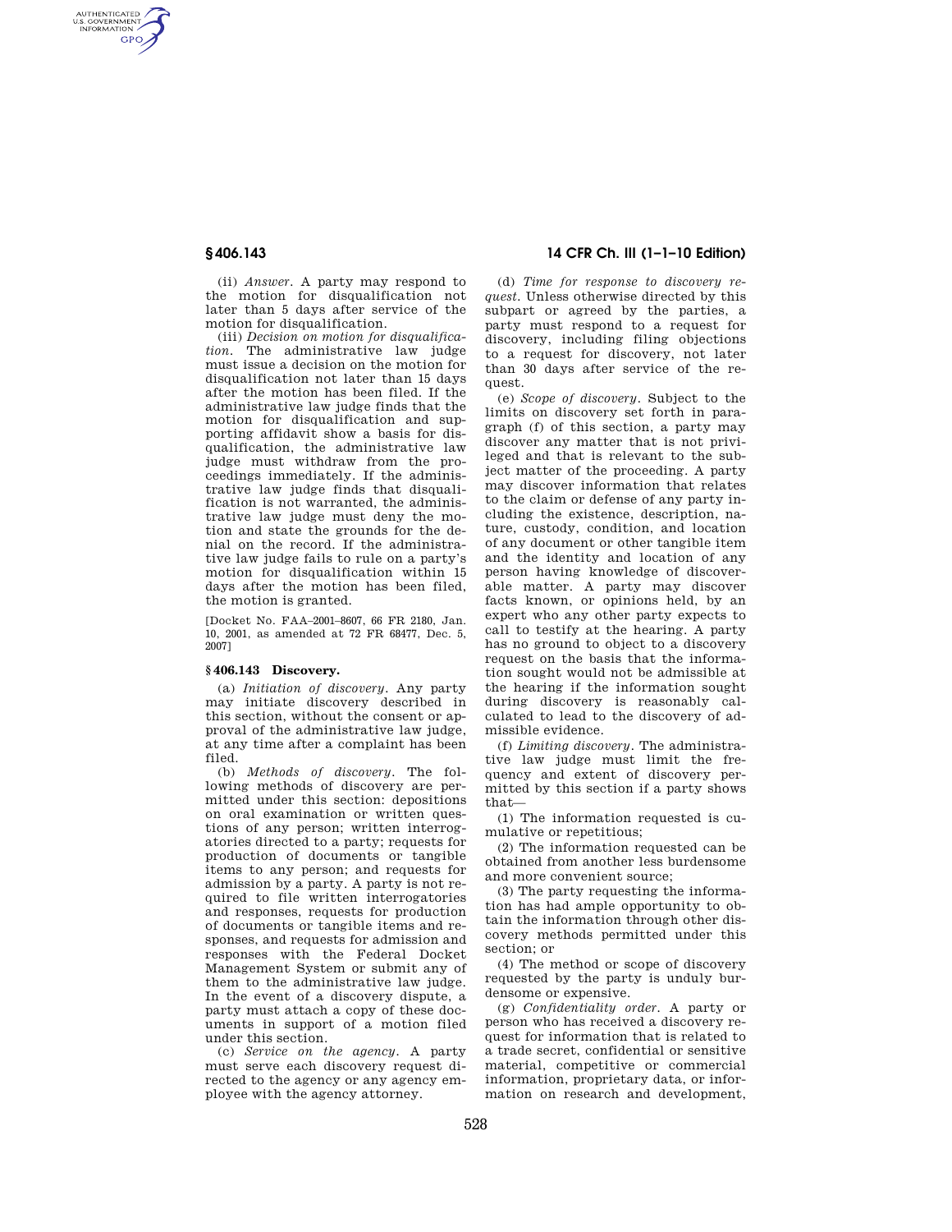(ii) *Answer.* A party may respond to the motion for disqualification not later than 5 days after service of the motion for disqualification.

(iii) *Decision on motion for disqualification.* The administrative law judge must issue a decision on the motion for disqualification not later than 15 days after the motion has been filed. If the administrative law judge finds that the motion for disqualification and supporting affidavit show a basis for disqualification, the administrative law judge must withdraw from the proceedings immediately. If the administrative law judge finds that disqualification is not warranted, the administrative law judge must deny the motion and state the grounds for the denial on the record. If the administrative law judge fails to rule on a party's motion for disqualification within 15 days after the motion has been filed, the motion is granted.

[Docket No. FAA–2001–8607, 66 FR 2180, Jan. 10, 2001, as amended at 72 FR 68477, Dec. 5, 2007]

## § 406.143 Discovery.

(a) *Initiation of discovery.* Any party may initiate discovery described in this section, without the consent or approval of the administrative law judge, at any time after a complaint has been filed.

(b) *Methods of discovery.* The following methods of discovery are permitted under this section: depositions on oral examination or written questions of any person; written interrogatories directed to a party; requests for production of documents or tangible items to any person; and requests for admission by a party. A party is not required to file written interrogatories and responses, requests for production of documents or tangible items and responses, and requests for admission and responses with the Federal Docket Management System or submit any of them to the administrative law judge. In the event of a discovery dispute, a party must attach a copy of these documents in support of a motion filed under this section.

(c) *Service on the agency.* A party must serve each discovery request directed to the agency or any agency employee with the agency attorney.

(d) *Time for response to discovery request.* Unless otherwise directed by this subpart or agreed by the parties, a party must respond to a request for discovery, including filing objections to a request for discovery, not later than 30 days after service of the request.

(e) *Scope of discovery.* Subject to the limits on discovery set forth in paragraph (f) of this section, a party may discover any matter that is not privileged and that is relevant to the subject matter of the proceeding. A party may discover information that relates to the claim or defense of any party including the existence, description, nature, custody, condition, and location of any document or other tangible item and the identity and location of any person having knowledge of discoverable matter. A party may discover facts known, or opinions held, by an expert who any other party expects to call to testify at the hearing. A party has no ground to object to a discovery request on the basis that the information sought would not be admissible at the hearing if the information sought during discovery is reasonably calculated to lead to the discovery of admissible evidence.

(f) *Limiting discovery.* The administrative law judge must limit the frequency and extent of discovery permitted by this section if a party shows that—

(1) The information requested is cumulative or repetitious;

(2) The information requested can be obtained from another less burdensome and more convenient source;

(3) The party requesting the information has had ample opportunity to obtain the information through other discovery methods permitted under this section; or

(4) The method or scope of discovery requested by the party is unduly burdensome or expensive.

(g) *Confidentiality order.* A party or person who has received a discovery request for information that is related to a trade secret, confidential or sensitive material, competitive or commercial information, proprietary data, or information on research and development,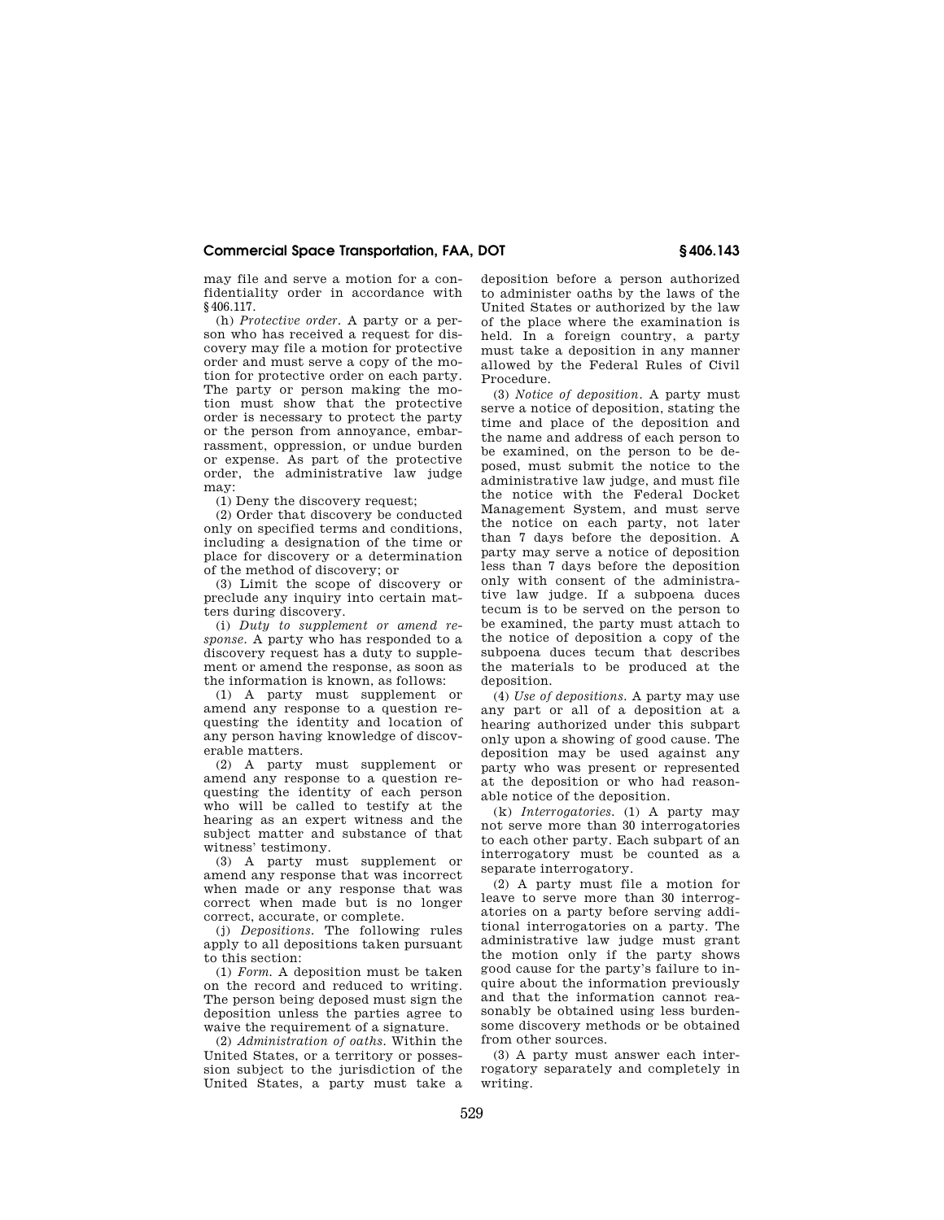may file and serve a motion for a confidentiality order in accordance with §406.117.

(h) *Protective order*. A party or a person who has received a request for discovery may file a motion for protective order and must serve a copy of the motion for protective order on each party. The party or person making the motion must show that the protective order is necessary to protect the party or the person from annoyance, embarrassment, oppression, or undue burden or expense. As part of the protective order, the administrative law judge may:

(1) Deny the discovery request;

(2) Order that discovery be conducted only on specified terms and conditions, including a designation of the time or place for discovery or a determination of the method of discovery; or

(3) Limit the scope of discovery or preclude any inquiry into certain matters during discovery.

(i) *Duty to supplement or amend response*. A party who has responded to a discovery request has a duty to supplement or amend the response, as soon as the information is known, as follows:

(1) A party must supplement or amend any response to a question requesting the identity and location of any person having knowledge of discoverable matters.

(2) A party must supplement or amend any response to a question requesting the identity of each person who will be called to testify at the hearing as an expert witness and the subject matter and substance of that witness' testimony.

(3) A party must supplement or amend any response that was incorrect when made or any response that was correct when made but is no longer correct, accurate, or complete.

(j) *Depositions*. The following rules apply to all depositions taken pursuant to this section:

(1) *Form*. A deposition must be taken on the record and reduced to writing. The person being deposed must sign the deposition unless the parties agree to waive the requirement of a signature.

(2) *Administration of oaths*. Within the United States, or a territory or possession subject to the jurisdiction of the United States, a party must take a deposition before a person authorized to administer oaths by the laws of the United States or authorized by the law of the place where the examination is held. In a foreign country, a party must take a deposition in any manner allowed by the Federal Rules of Civil Procedure.

(3) *Notice of deposition*. A party must serve a notice of deposition, stating the time and place of the deposition and the name and address of each person to be examined, on the person to be deposed, must submit the notice to the administrative law judge, and must file the notice with the Federal Docket Management System, and must serve the notice on each party, not later than 7 days before the deposition. A party may serve a notice of deposition less than 7 days before the deposition only with consent of the administrative law judge. If a subpoena duces tecum is to be served on the person to be examined, the party must attach to the notice of deposition a copy of the subpoena duces tecum that describes the materials to be produced at the deposition.

(4) *Use of depositions*. A party may use any part or all of a deposition at a hearing authorized under this subpart only upon a showing of good cause. The deposition may be used against any party who was present or represented at the deposition or who had reasonable notice of the deposition.

(k) *Interrogatories*. (1) A party may not serve more than 30 interrogatories to each other party. Each subpart of an interrogatory must be counted as a separate interrogatory.

(2) A party must file a motion for leave to serve more than 30 interrogatories on a party before serving additional interrogatories on a party. The administrative law judge must grant the motion only if the party shows good cause for the party's failure to inquire about the information previously and that the information cannot reasonably be obtained using less burdensome discovery methods or be obtained from other sources.

(3) A party must answer each interrogatory separately and completely in writing.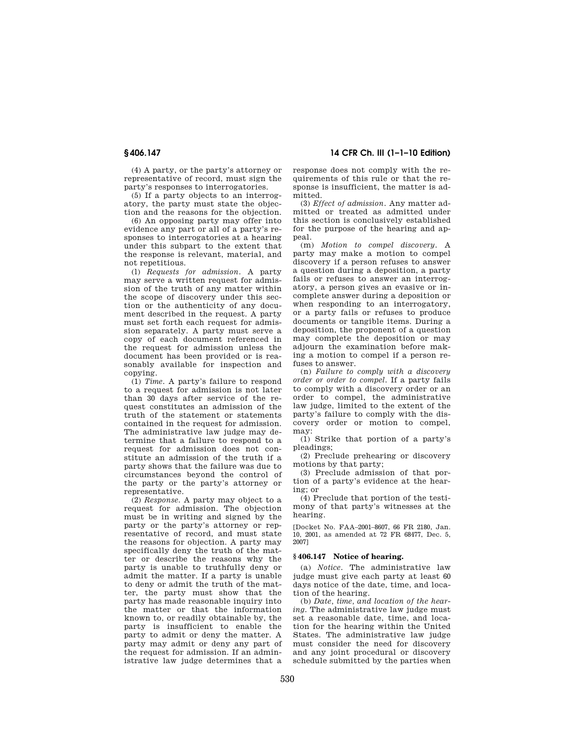(4) A party, or the party's attorney or representative of record, must sign the party's responses to interrogatories.

(5) If a party objects to an interrogatory, the party must state the objection and the reasons for the objection.

(6) An opposing party may offer into evidence any part or all of a party's responses to interrogatories at a hearing under this subpart to the extent that the response is relevant, material, and not repetitious.

(l) *Requests for admission.* A party may serve a written request for admission of the truth of any matter within the scope of discovery under this section or the authenticity of any document described in the request. A party must set forth each request for admission separately. A party must serve a copy of each document referenced in the request for admission unless the document has been provided or is reasonably available for inspection and copying.

(1) *Time.* A party's failure to respond to a request for admission is not later than 30 days after service of the request constitutes an admission of the truth of the statement or statements contained in the request for admission. The administrative law judge may determine that a failure to respond to a request for admission does not constitute an admission of the truth if a party shows that the failure was due to circumstances beyond the control of the party or the party's attorney or representative.

(2) *Response.* A party may object to a request for admission. The objection must be in writing and signed by the party or the party's attorney or representative of record, and must state the reasons for objection. A party may specifically deny the truth of the matter or describe the reasons why the party is unable to truthfully deny or admit the matter. If a party is unable to deny or admit the truth of the matter, the party must show that the party has made reasonable inquiry into the matter or that the information known to, or readily obtainable by, the party is insufficient to enable the party to admit or deny the matter. A party may admit or deny any part of the request for admission. If an administrative law judge determines that a response does not comply with the requirements of this rule or that the response is insufficient, the matter is admitted.

(3) *Effect of admission.* Any matter admitted or treated as admitted under this section is conclusively established for the purpose of the hearing and appeal.

(m) *Motion to compel discovery.* A party may make a motion to compel discovery if a person refuses to answer a question during a deposition, a party fails or refuses to answer an interrogatory, a person gives an evasive or incomplete answer during a deposition or when responding to an interrogatory, or a party fails or refuses to produce documents or tangible items. During a deposition, the proponent of a question may complete the deposition or may adjourn the examination before making a motion to compel if a person refuses to answer.

(n) *Failure to comply with a discovery order or order to compel.* If a party fails to comply with a discovery order or an order to compel, the administrative law judge, limited to the extent of the party's failure to comply with the discovery order or motion to compel, may:

(1) Strike that portion of a party's pleadings;

(2) Preclude prehearing or discovery motions by that party;

(3) Preclude admission of that portion of a party's evidence at the hearing; or

(4) Preclude that portion of the testimony of that party's witnesses at the hearing.

[Docket No. FAA–2001–8607, 66 FR 2180, Jan. 10, 2001, as amended at 72 FR 68477, Dec. 5, 2007]

### § 406.147 Notice of hearing.

(a) *Notice.* The administrative law judge must give each party at least 60 days notice of the date, time, and location of the hearing.

(b) *Date, time, and location of the hearing.* The administrative law judge must set a reasonable date, time, and location for the hearing within the United States. The administrative law judge must consider the need for discovery and any joint procedural or discovery schedule submitted by the parties when